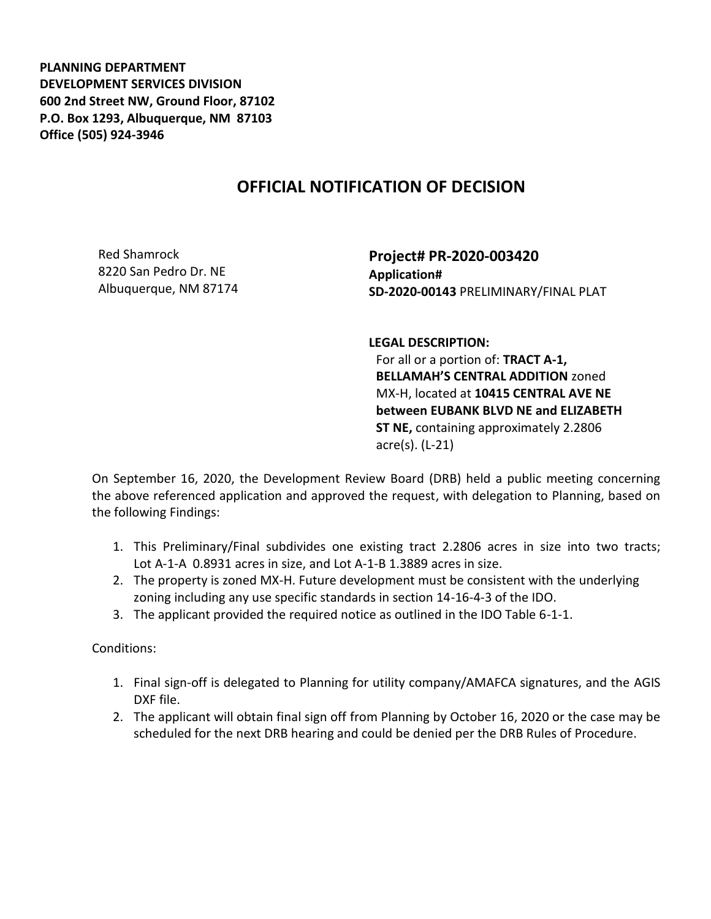**PLANNING DEPARTMENT**
**DEVELOPMENT SERVICES DIVISION**
**600 2nd Street NW, Ground Floor, 87102**
**P.O. Box 1293, Albuquerque, NM 87103**
**Office (505) 924-3946**

# OFFICIAL NOTIFICATION OF DECISION

Red Shamrock
8220 San Pedro Dr. NE
Albuquerque, NM 87174

**Project# PR-2020-003420**
**Application#**
**SD-2020-00143** PRELIMINARY/FINAL PLAT

**LEGAL DESCRIPTION:**
For all or a portion of: **TRACT A-1, BELLAMAH'S CENTRAL ADDITION** zoned MX-H, located at **10415 CENTRAL AVE NE between EUBANK BLVD NE and ELIZABETH ST NE,** containing approximately 2.2806 acre(s). (L-21)

On September 16, 2020, the Development Review Board (DRB) held a public meeting concerning the above referenced application and approved the request, with delegation to Planning, based on the following Findings:

1. This Preliminary/Final subdivides one existing tract 2.2806 acres in size into two tracts; Lot A-1-A 0.8931 acres in size, and Lot A-1-B 1.3889 acres in size.
2. The property is zoned MX-H. Future development must be consistent with the underlying zoning including any use specific standards in section 14-16-4-3 of the IDO.
3. The applicant provided the required notice as outlined in the IDO Table 6-1-1.

Conditions:

1. Final sign-off is delegated to Planning for utility company/AMAFCA signatures, and the AGIS DXF file.
2. The applicant will obtain final sign off from Planning by October 16, 2020 or the case may be scheduled for the next DRB hearing and could be denied per the DRB Rules of Procedure.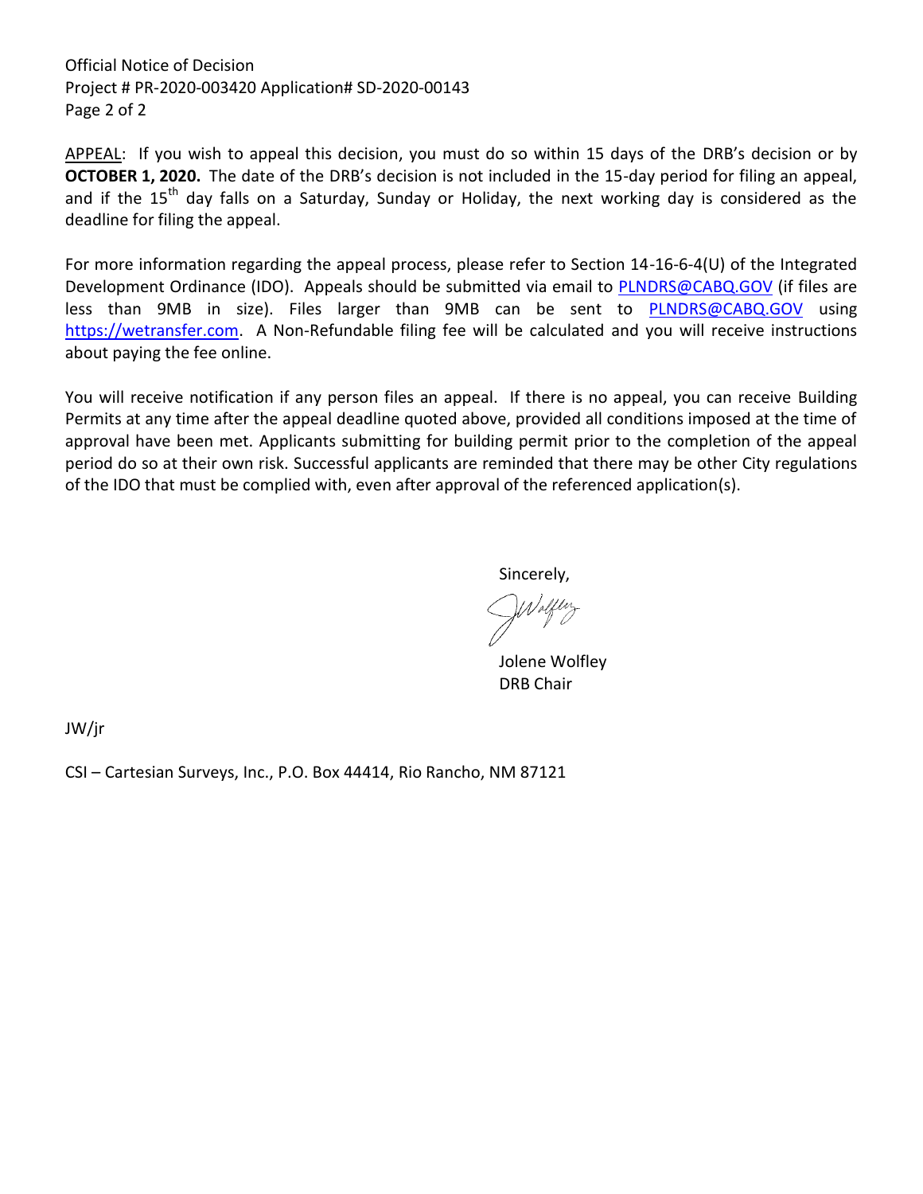Official Notice of Decision
Project # PR-2020-003420 Application# SD-2020-00143

APPEAL: If you wish to appeal this decision, you must do so within 15 days of the DRB's decision or by **OCTOBER 1, 2020.** The date of the DRB's decision is not included in the 15-day period for filing an appeal, and if the 15th day falls on a Saturday, Sunday or Holiday, the next working day is considered as the deadline for filing the appeal.

For more information regarding the appeal process, please refer to Section 14-16-6-4(U) of the Integrated Development Ordinance (IDO). Appeals should be submitted via email to PLNDRS@CABQ.GOV (if files are less than 9MB in size). Files larger than 9MB can be sent to PLNDRS@CABQ.GOV using https://wetransfer.com. A Non-Refundable filing fee will be calculated and you will receive instructions about paying the fee online.

You will receive notification if any person files an appeal. If there is no appeal, you can receive Building Permits at any time after the appeal deadline quoted above, provided all conditions imposed at the time of approval have been met. Applicants submitting for building permit prior to the completion of the appeal period do so at their own risk. Successful applicants are reminded that there may be other City regulations of the IDO that must be complied with, even after approval of the referenced application(s).

Sincerely,

Jolene Wolfley
DRB Chair

JW/jr

CSI – Cartesian Surveys, Inc., P.O. Box 44414, Rio Rancho, NM 87121